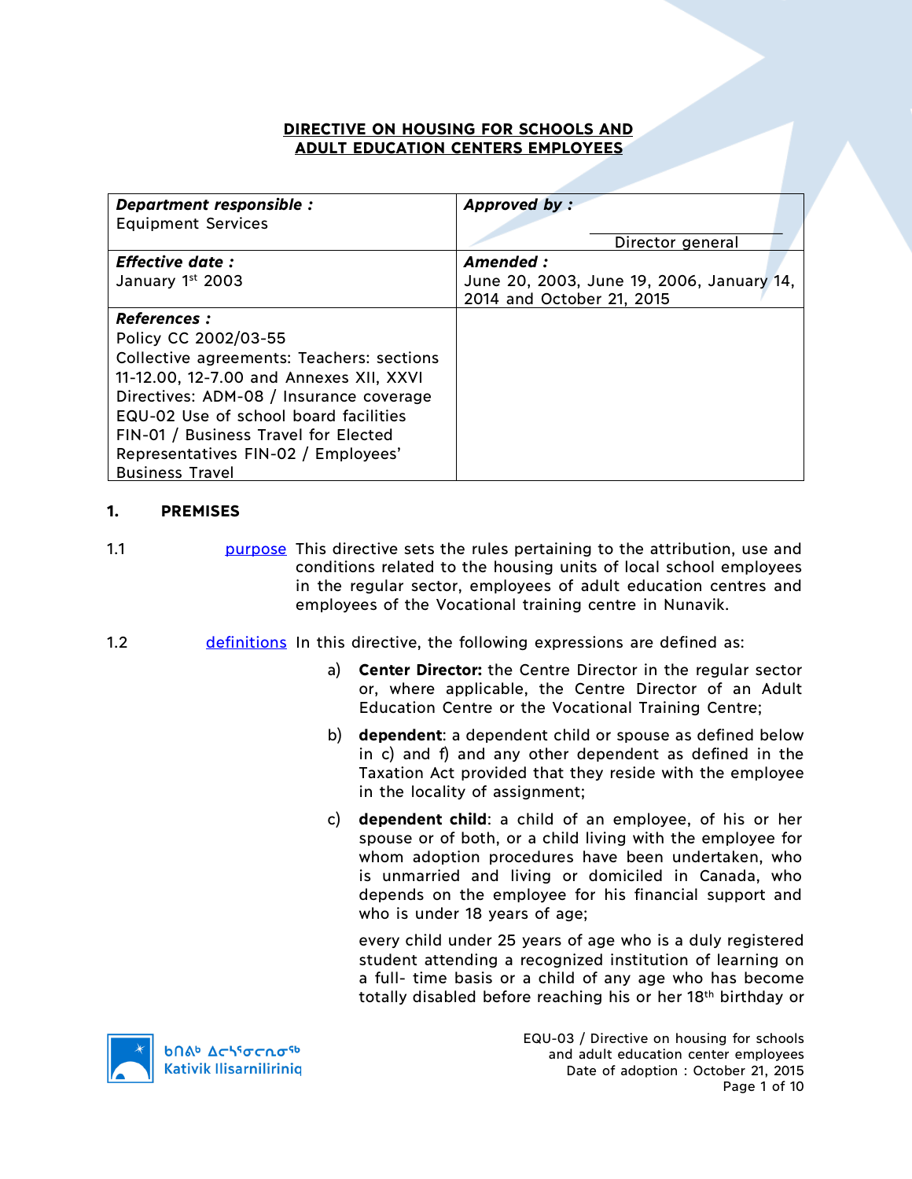# DIRECTIVE ON HOUSING FOR SCHOOLS AND ADULT EDUCATION CENTERS EMPLOYEES

| ***Department responsible :*** Equipment Services | ***Approved by :*** <br> Director general |
|---|---|
| ***Effective date :*** January 1st 2003 | ***Amended :*** June 20, 2003, June 19, 2006, January 14, 2014 and October 21, 2015 |
| ***References :*** Policy CC 2002/03-55 Collective agreements: Teachers: sections 11-12.00, 12-7.00 and Annexes XII, XXVI Directives: ADM-08 / Insurance coverage EQU-02 Use of school board facilities FIN-01 / Business Travel for Elected Representatives FIN-02 / Employees' Business Travel | |

## 1. PREMISES

1.1 purpose — This directive sets the rules pertaining to the attribution, use and conditions related to the housing units of local school employees in the regular sector, employees of adult education centres and employees of the Vocational training centre in Nunavik.

1.2 definitions — In this directive, the following expressions are defined as:

a) **Center Director:** the Centre Director in the regular sector or, where applicable, the Centre Director of an Adult Education Centre or the Vocational Training Centre;

b) **dependent**: a dependent child or spouse as defined below in c) and f) and any other dependent as defined in the Taxation Act provided that they reside with the employee in the locality of assignment;

c) **dependent child**: a child of an employee, of his or her spouse or of both, or a child living with the employee for whom adoption procedures have been undertaken, who is unmarried and living or domiciled in Canada, who depends on the employee for his financial support and who is under 18 years of age;

every child under 25 years of age who is a duly registered student attending a recognized institution of learning on a full- time basis or a child of any age who has become totally disabled before reaching his or her 18th birthday or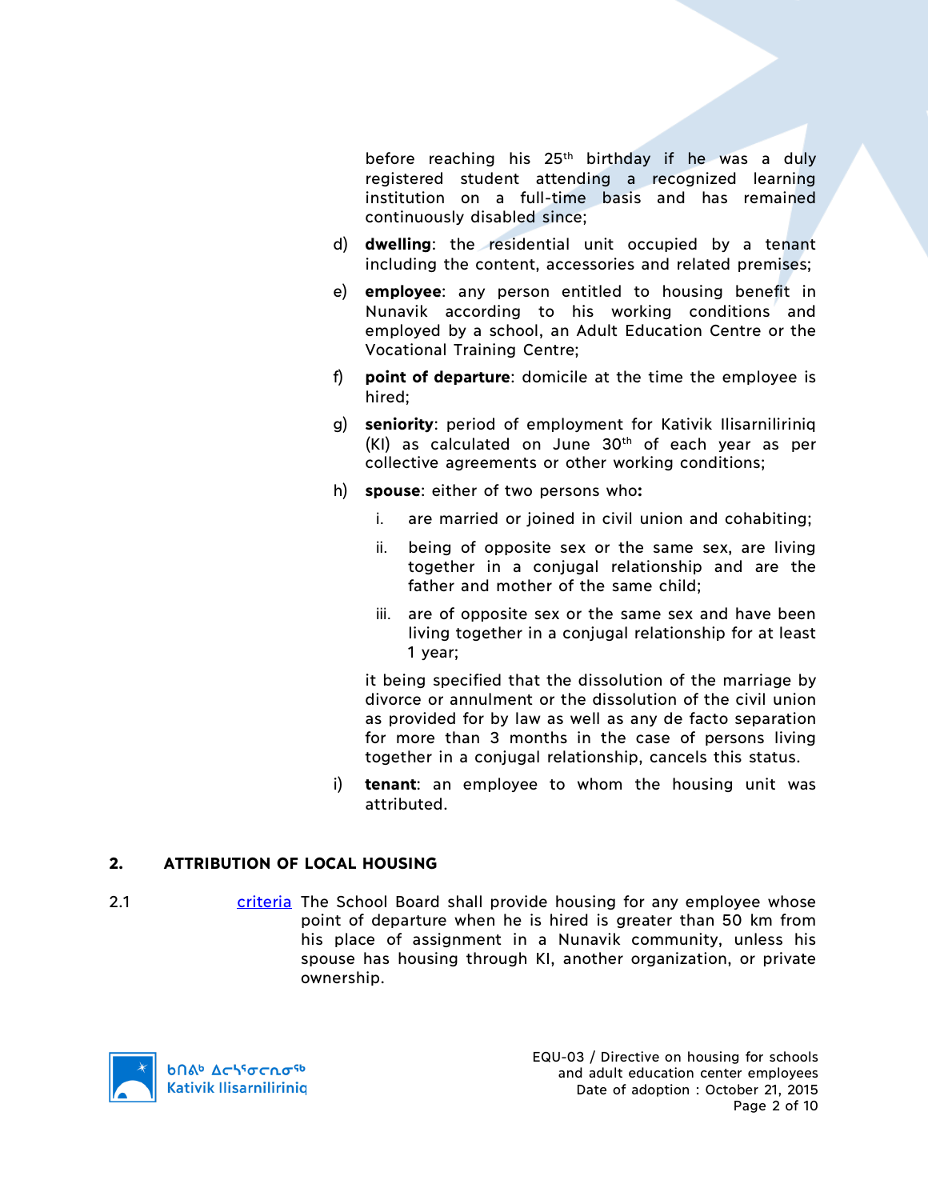before reaching his 25th birthday if he was a duly registered student attending a recognized learning institution on a full-time basis and has remained continuously disabled since;

d) **dwelling**: the residential unit occupied by a tenant including the content, accessories and related premises;

e) **employee**: any person entitled to housing benefit in Nunavik according to his working conditions and employed by a school, an Adult Education Centre or the Vocational Training Centre;

f) **point of departure**: domicile at the time the employee is hired;

g) **seniority**: period of employment for Kativik Ilisarniliriniq (KI) as calculated on June 30th of each year as per collective agreements or other working conditions;

h) **spouse**: either of two persons who**:**

   i. are married or joined in civil union and cohabiting;

   ii. being of opposite sex or the same sex, are living together in a conjugal relationship and are the father and mother of the same child;

   iii. are of opposite sex or the same sex and have been living together in a conjugal relationship for at least 1 year;

   it being specified that the dissolution of the marriage by divorce or annulment or the dissolution of the civil union as provided for by law as well as any de facto separation for more than 3 months in the case of persons living together in a conjugal relationship, cancels this status.

i) **tenant**: an employee to whom the housing unit was attributed.

## 2. ATTRIBUTION OF LOCAL HOUSING

2.1 criteria The School Board shall provide housing for any employee whose point of departure when he is hired is greater than 50 km from his place of assignment in a Nunavik community, unless his spouse has housing through KI, another organization, or private ownership.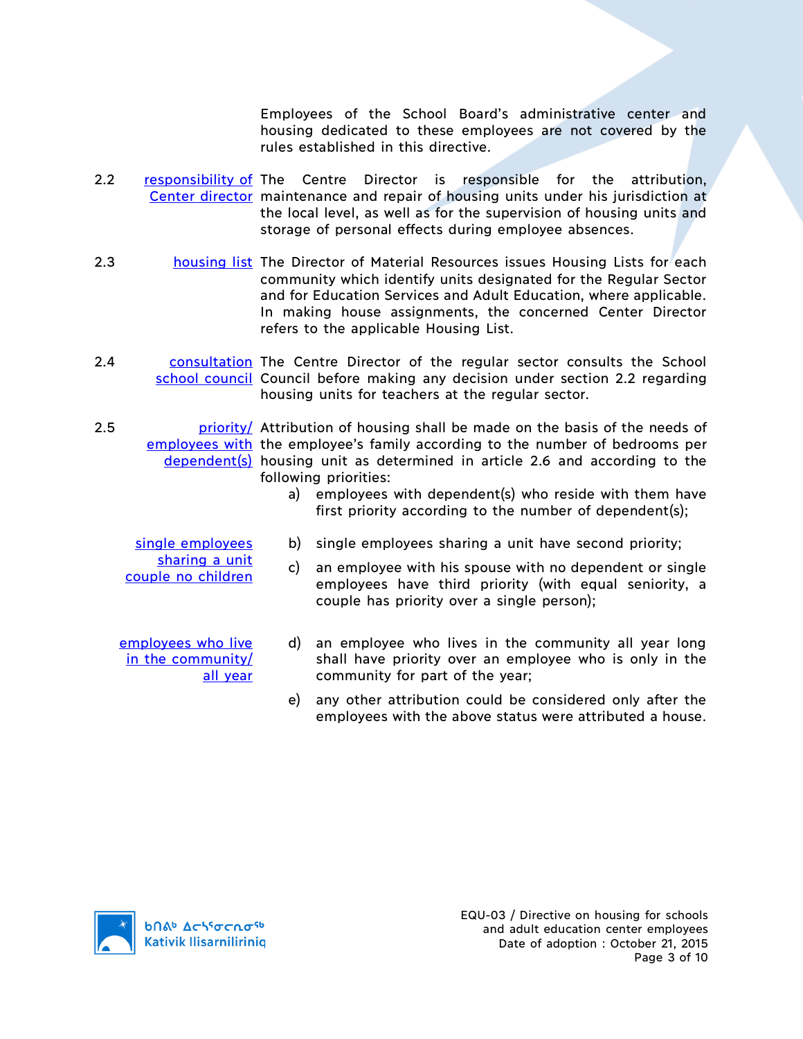Employees of the School Board's administrative center and housing dedicated to these employees are not covered by the rules established in this directive.

**2.2** *responsibility of Center director* — The Centre Director is responsible for the attribution, maintenance and repair of housing units under his jurisdiction at the local level, as well as for the supervision of housing units and storage of personal effects during employee absences.

**2.3** *housing list* — The Director of Material Resources issues Housing Lists for each community which identify units designated for the Regular Sector and for Education Services and Adult Education, where applicable. In making house assignments, the concerned Center Director refers to the applicable Housing List.

**2.4** *consultation school council* — The Centre Director of the regular sector consults the School Council before making any decision under section 2.2 regarding housing units for teachers at the regular sector.

**2.5** *priority/ employees with dependent(s)* — Attribution of housing shall be made on the basis of the needs of the employee's family according to the number of bedrooms per housing unit as determined in article 2.6 and according to the following priorities:

a) employees with dependent(s) who reside with them have first priority according to the number of dependent(s);

*single employees sharing a unit*

b) single employees sharing a unit have second priority;

*couple no children*

c) an employee with his spouse with no dependent or single employees have third priority (with equal seniority, a couple has priority over a single person);

*employees who live in the community/ all year*

d) an employee who lives in the community all year long shall have priority over an employee who is only in the community for part of the year;

e) any other attribution could be considered only after the employees with the above status were attributed a house.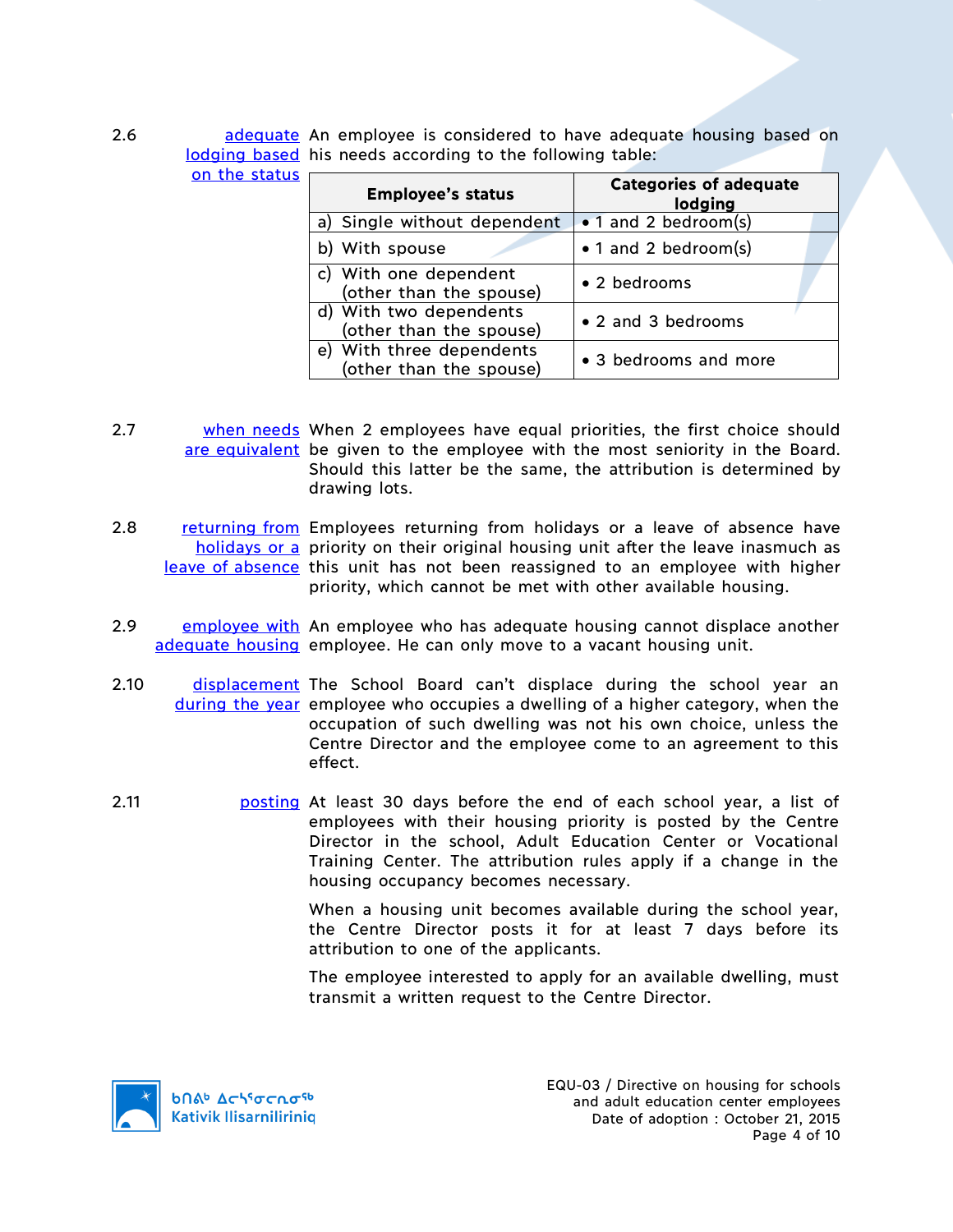2.6 **adequate lodging based on the status** An employee is considered to have adequate housing based on his needs according to the following table:

| Employee's status | Categories of adequate lodging |
|---|---|
| a) Single without dependent | • 1 and 2 bedroom(s) |
| b) With spouse | • 1 and 2 bedroom(s) |
| c) With one dependent (other than the spouse) | • 2 bedrooms |
| d) With two dependents (other than the spouse) | • 2 and 3 bedrooms |
| e) With three dependents (other than the spouse) | • 3 bedrooms and more |

2.7 **when needs are equivalent** When 2 employees have equal priorities, the first choice should be given to the employee with the most seniority in the Board. Should this latter be the same, the attribution is determined by drawing lots.

2.8 **returning from holidays or a leave of absence** Employees returning from holidays or a leave of absence have priority on their original housing unit after the leave inasmuch as this unit has not been reassigned to an employee with higher priority, which cannot be met with other available housing.

2.9 **employee with adequate housing** An employee who has adequate housing cannot displace another employee. He can only move to a vacant housing unit.

2.10 **displacement during the year** The School Board can't displace during the school year an employee who occupies a dwelling of a higher category, when the occupation of such dwelling was not his own choice, unless the Centre Director and the employee come to an agreement to this effect.

2.11 **posting** At least 30 days before the end of each school year, a list of employees with their housing priority is posted by the Centre Director in the school, Adult Education Center or Vocational Training Center. The attribution rules apply if a change in the housing occupancy becomes necessary.

When a housing unit becomes available during the school year, the Centre Director posts it for at least 7 days before its attribution to one of the applicants.

The employee interested to apply for an available dwelling, must transmit a written request to the Centre Director.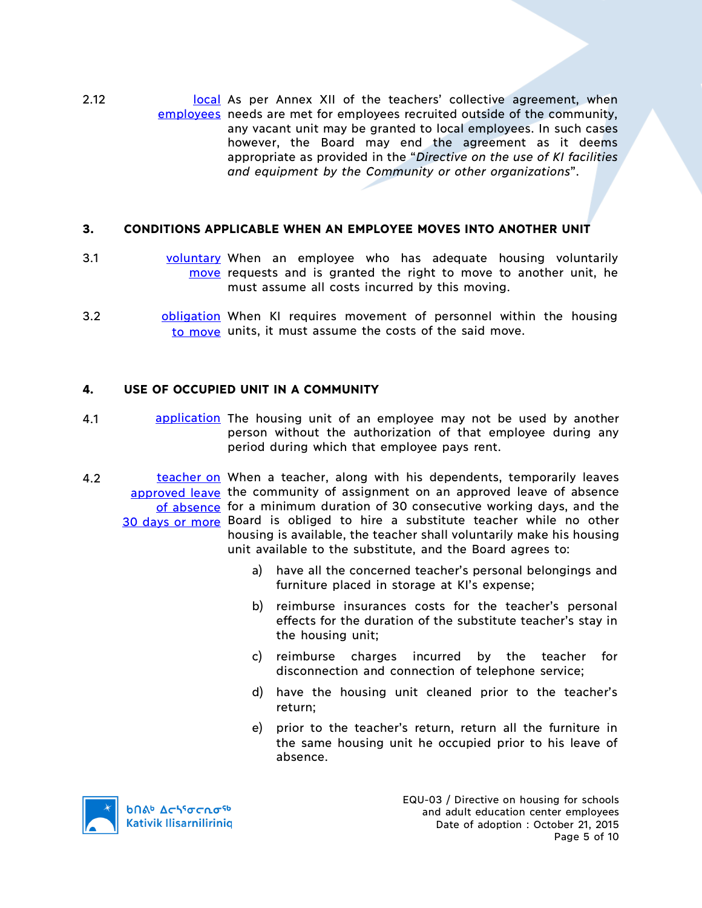2.12 **local employees** As per Annex XII of the teachers' collective agreement, when needs are met for employees recruited outside of the community, any vacant unit may be granted to local employees. In such cases however, the Board may end the agreement as it deems appropriate as provided in the "*Directive on the use of KI facilities and equipment by the Community or other organizations*".

## 3. CONDITIONS APPLICABLE WHEN AN EMPLOYEE MOVES INTO ANOTHER UNIT

3.1 **voluntary move** When an employee who has adequate housing voluntarily requests and is granted the right to move to another unit, he must assume all costs incurred by this moving.

3.2 **obligation to move** When KI requires movement of personnel within the housing units, it must assume the costs of the said move.

## 4. USE OF OCCUPIED UNIT IN A COMMUNITY

4.1 **application** The housing unit of an employee may not be used by another person without the authorization of that employee during any period during which that employee pays rent.

4.2 **teacher on approved leave of absence 30 days or more** When a teacher, along with his dependents, temporarily leaves the community of assignment on an approved leave of absence for a minimum duration of 30 consecutive working days, and the Board is obliged to hire a substitute teacher while no other housing is available, the teacher shall voluntarily make his housing unit available to the substitute, and the Board agrees to:

a) have all the concerned teacher's personal belongings and furniture placed in storage at KI's expense;

b) reimburse insurances costs for the teacher's personal effects for the duration of the substitute teacher's stay in the housing unit;

c) reimburse charges incurred by the teacher for disconnection and connection of telephone service;

d) have the housing unit cleaned prior to the teacher's return;

e) prior to the teacher's return, return all the furniture in the same housing unit he occupied prior to his leave of absence.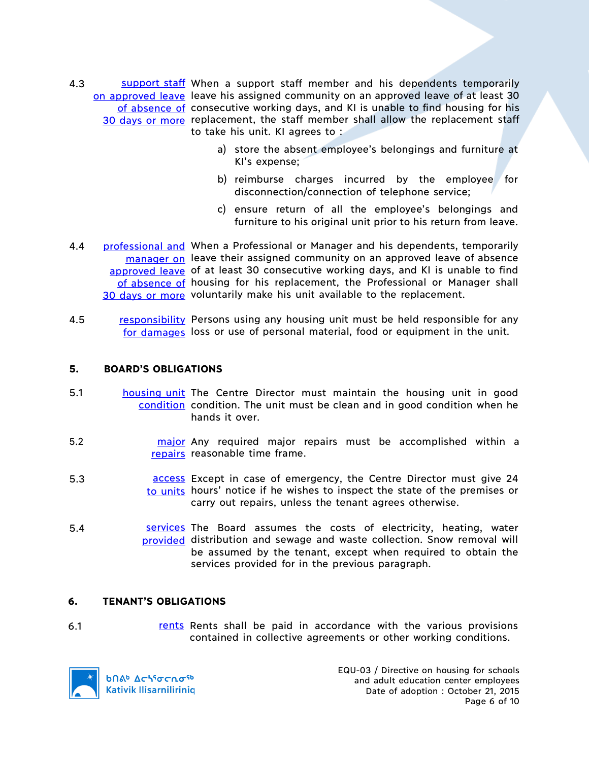4.3 **support staff on approved leave of absence of 30 days or more** When a support staff member and his dependents temporarily leave his assigned community on an approved leave of at least 30 consecutive working days, and KI is unable to find housing for his replacement, the staff member shall allow the replacement staff to take his unit. KI agrees to :

a) store the absent employee's belongings and furniture at KI's expense;

b) reimburse charges incurred by the employee for disconnection/connection of telephone service;

c) ensure return of all the employee's belongings and furniture to his original unit prior to his return from leave.

4.4 **professional and manager on approved leave of absence of 30 days or more** When a Professional or Manager and his dependents, temporarily leave their assigned community on an approved leave of absence of at least 30 consecutive working days, and KI is unable to find housing for his replacement, the Professional or Manager shall voluntarily make his unit available to the replacement.

4.5 **responsibility for damages** Persons using any housing unit must be held responsible for any loss or use of personal material, food or equipment in the unit.

## 5. BOARD'S OBLIGATIONS

5.1 **housing unit condition** The Centre Director must maintain the housing unit in good condition. The unit must be clean and in good condition when he hands it over.

5.2 **major repairs** Any required major repairs must be accomplished within a reasonable time frame.

5.3 **access to units** Except in case of emergency, the Centre Director must give 24 hours' notice if he wishes to inspect the state of the premises or carry out repairs, unless the tenant agrees otherwise.

5.4 **services provided** The Board assumes the costs of electricity, heating, water distribution and sewage and waste collection. Snow removal will be assumed by the tenant, except when required to obtain the services provided for in the previous paragraph.

## 6. TENANT'S OBLIGATIONS

6.1 **rents** Rents shall be paid in accordance with the various provisions contained in collective agreements or other working conditions.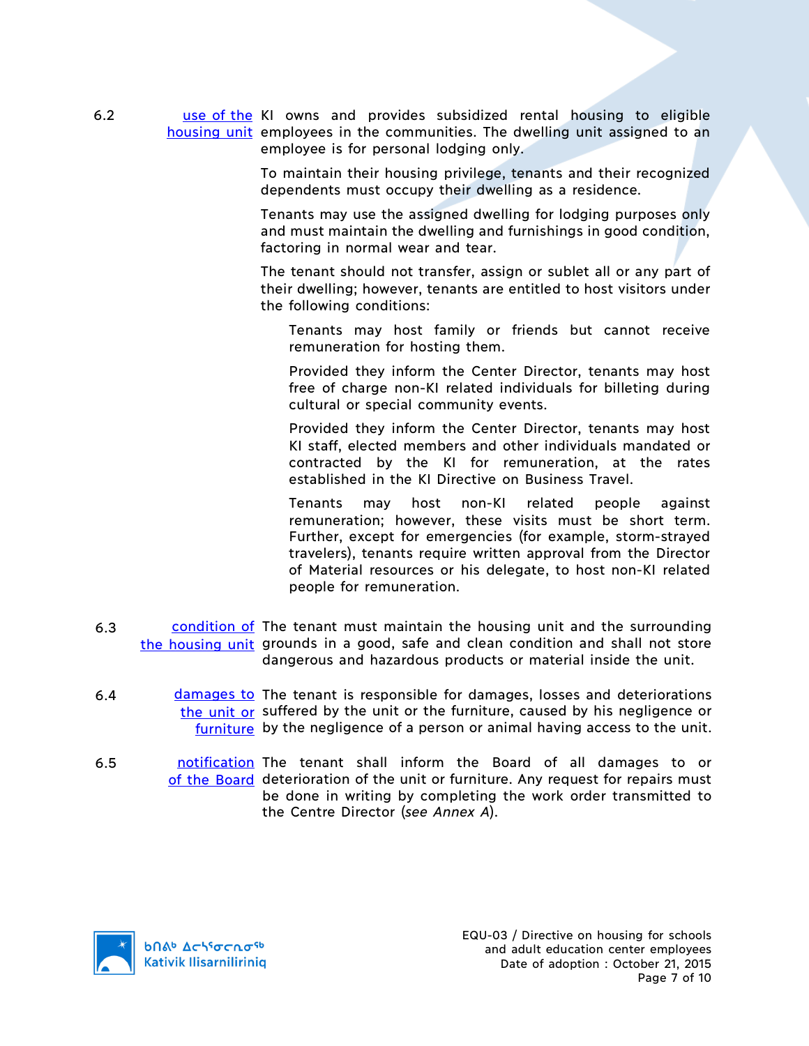**6.2 use of the housing unit**

KI owns and provides subsidized rental housing to eligible employees in the communities. The dwelling unit assigned to an employee is for personal lodging only.

To maintain their housing privilege, tenants and their recognized dependents must occupy their dwelling as a residence.

Tenants may use the assigned dwelling for lodging purposes only and must maintain the dwelling and furnishings in good condition, factoring in normal wear and tear.

The tenant should not transfer, assign or sublet all or any part of their dwelling; however, tenants are entitled to host visitors under the following conditions:

> Tenants may host family or friends but cannot receive remuneration for hosting them.
>
> Provided they inform the Center Director, tenants may host free of charge non-KI related individuals for billeting during cultural or special community events.
>
> Provided they inform the Center Director, tenants may host KI staff, elected members and other individuals mandated or contracted by the KI for remuneration, at the rates established in the KI Directive on Business Travel.
>
> Tenants may host non-KI related people against remuneration; however, these visits must be short term. Further, except for emergencies (for example, storm-strayed travelers), tenants require written approval from the Director of Material resources or his delegate, to host non-KI related people for remuneration.

**6.3 condition of the housing unit**

The tenant must maintain the housing unit and the surrounding grounds in a good, safe and clean condition and shall not store dangerous and hazardous products or material inside the unit.

**6.4 damages to the unit or furniture**

The tenant is responsible for damages, losses and deteriorations suffered by the unit or the furniture, caused by his negligence or by the negligence of a person or animal having access to the unit.

**6.5 notification of the Board**

The tenant shall inform the Board of all damages to or deterioration of the unit or furniture. Any request for repairs must be done in writing by completing the work order transmitted to the Centre Director (*see Annex A*).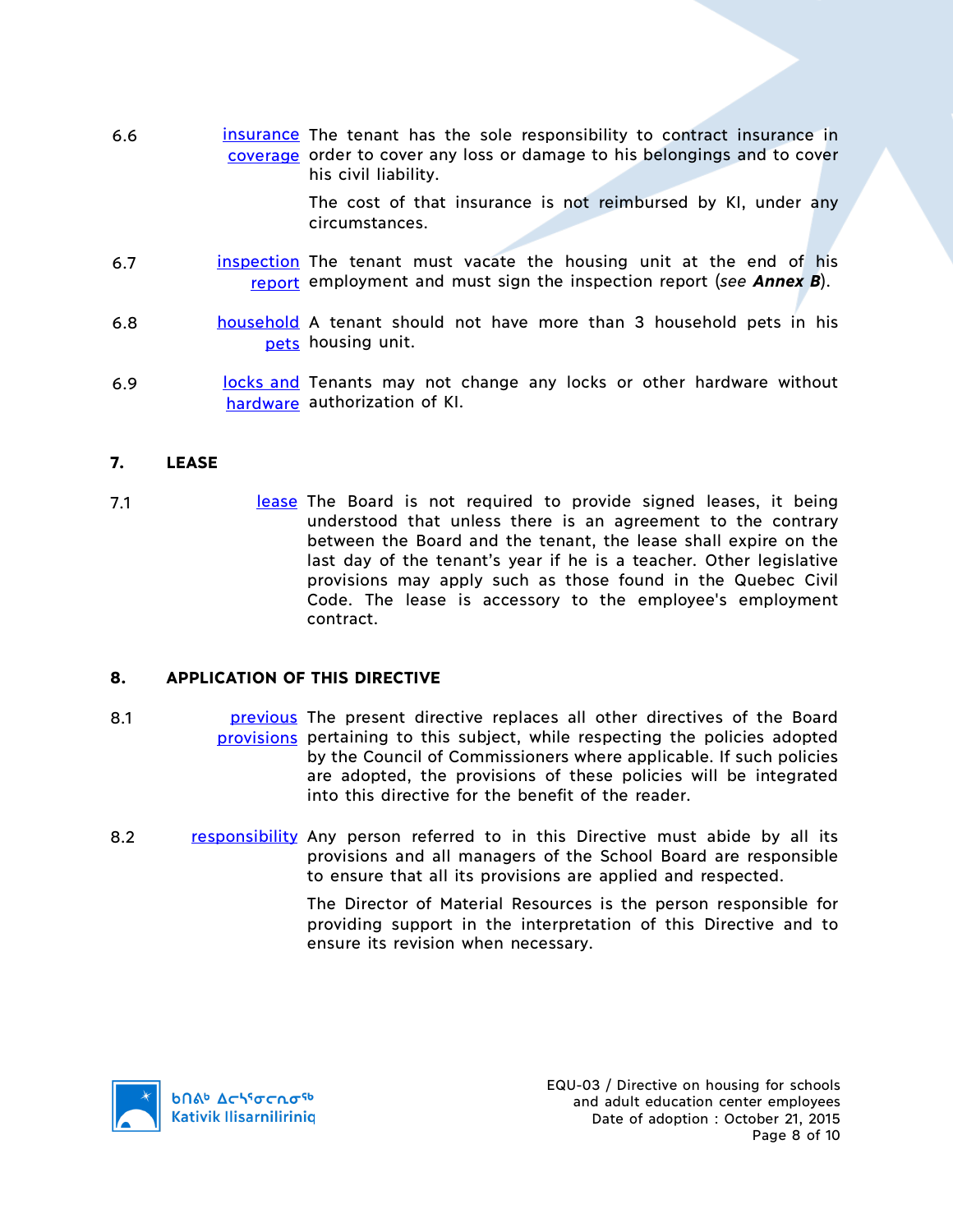6.6 **insurance coverage** The tenant has the sole responsibility to contract insurance in order to cover any loss or damage to his belongings and to cover his civil liability.

The cost of that insurance is not reimbursed by KI, under any circumstances.

6.7 **inspection report** The tenant must vacate the housing unit at the end of his employment and must sign the inspection report (*see* ***Annex B***).

6.8 **household pets** A tenant should not have more than 3 household pets in his housing unit.

6.9 **locks and hardware** Tenants may not change any locks or other hardware without authorization of KI.

## 7. LEASE

7.1 **lease** The Board is not required to provide signed leases, it being understood that unless there is an agreement to the contrary between the Board and the tenant, the lease shall expire on the last day of the tenant's year if he is a teacher. Other legislative provisions may apply such as those found in the Quebec Civil Code. The lease is accessory to the employee's employment contract.

## 8. APPLICATION OF THIS DIRECTIVE

8.1 **previous provisions** The present directive replaces all other directives of the Board pertaining to this subject, while respecting the policies adopted by the Council of Commissioners where applicable. If such policies are adopted, the provisions of these policies will be integrated into this directive for the benefit of the reader.

8.2 **responsibility** Any person referred to in this Directive must abide by all its provisions and all managers of the School Board are responsible to ensure that all its provisions are applied and respected.

The Director of Material Resources is the person responsible for providing support in the interpretation of this Directive and to ensure its revision when necessary.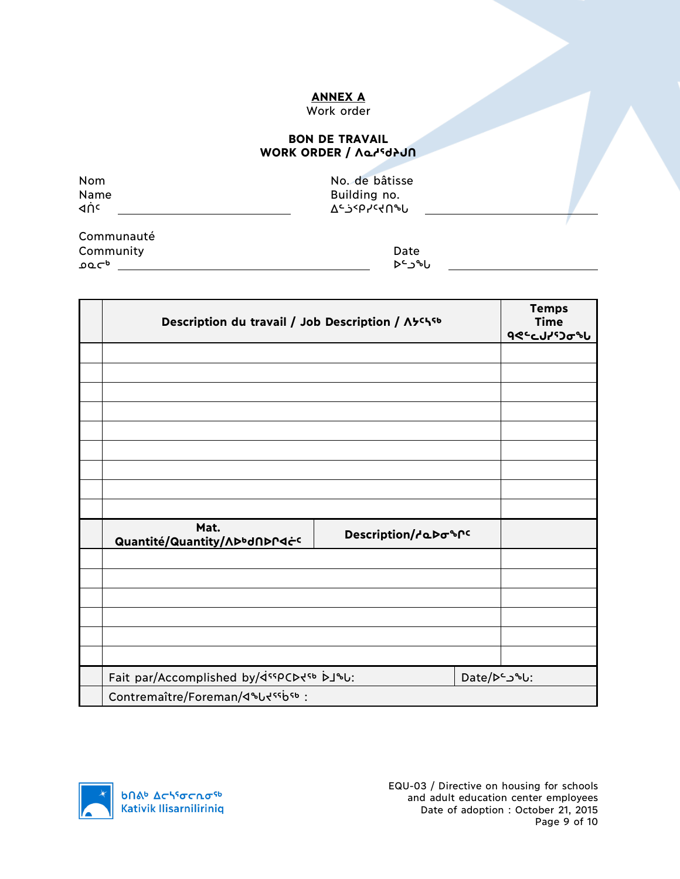**ANNEX A**
Work order

**BON DE TRAVAIL**
**WORK ORDER / ᐱᓇᓱᕐᑯᔾᔪᑎ**

Nom
Name
ᐊᑎᑦ ____________________

No. de bâtisse
Building no.
ᐃᓪᓗᕉᓯᕐᕕᖓ ____________________

Communauté
Community
ᓄᓇᓕᒃ ____________________

Date
ᐅᓪᓗᖓ ____________________

| | Description du travail / Job Description / ᐱᓯᐅᑉ | Temps Time ᕿᑉᐹᓗᓯᕐᑐᓂᖓ |
|---|---|---|
| | | |
| | | |
| | | |
| | | |
| | | |
| | | |
| | | |
| | | |
| | | |
| | Mat. Quantité/Quantity/ᐱᐅᒃᑯᑎᐅᕆᐊᓖᑦ / Description/ᓱᓇᐅᓂᖏᑦ | |
| | | |
| | | |
| | | |
| | | |
| | | |
| | | |
| | Fait par/Accomplished by/ᐋᕿᑕᐅᔪᖅ ᐆᒥᖓ: / Date/ᐅᓪᓗᖓ: | |
| | Contremaître/Foreman/ᐊᖓᔪᖄᖅ : | |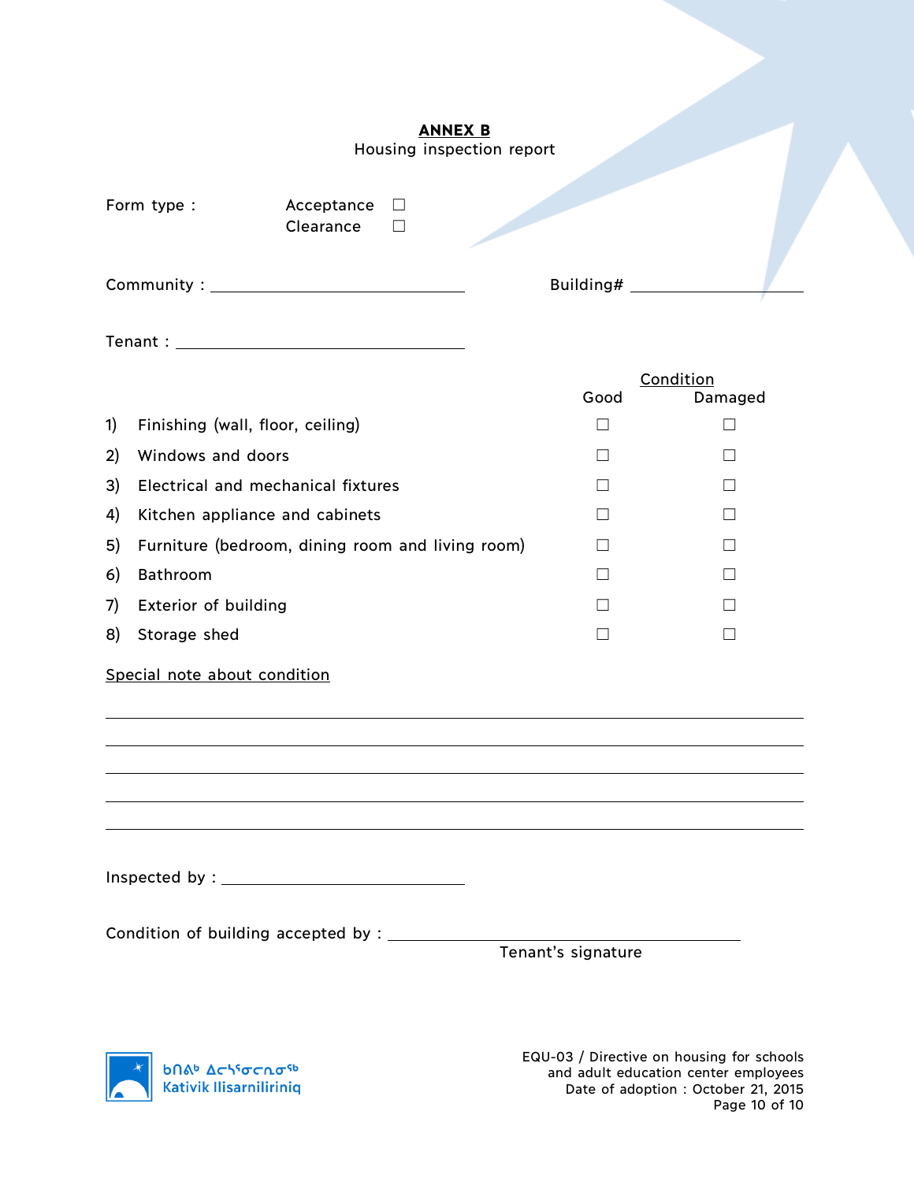## ANNEX B

Housing inspection report

Form type : Acceptance ☐
Clearance ☐

Community : ______________________________ Building# ____________________

Tenant : ______________________________

| | | Condition | |
|---|---|---|---|
| | | Good | Damaged |
| 1) | Finishing (wall, floor, ceiling) | ☐ | ☐ |
| 2) | Windows and doors | ☐ | ☐ |
| 3) | Electrical and mechanical fixtures | ☐ | ☐ |
| 4) | Kitchen appliance and cabinets | ☐ | ☐ |
| 5) | Furniture (bedroom, dining room and living room) | ☐ | ☐ |
| 6) | Bathroom | ☐ | ☐ |
| 7) | Exterior of building | ☐ | ☐ |
| 8) | Storage shed | ☐ | ☐ |

Special note about condition

_______________________________________________________________

_______________________________________________________________

_______________________________________________________________

_______________________________________________________________

_______________________________________________________________

Inspected by : ______________________________

Condition of building accepted by : ______________________________
Tenant's signature

ᑲᑎᕕᒃ ᐃᓕᓴᕐᓂᓕᕆᓂᖅ
Kativik Ilisarniliriniq

EQU-03 / Directive on housing for schools and adult education center employees
Date of adoption : October 21, 2015